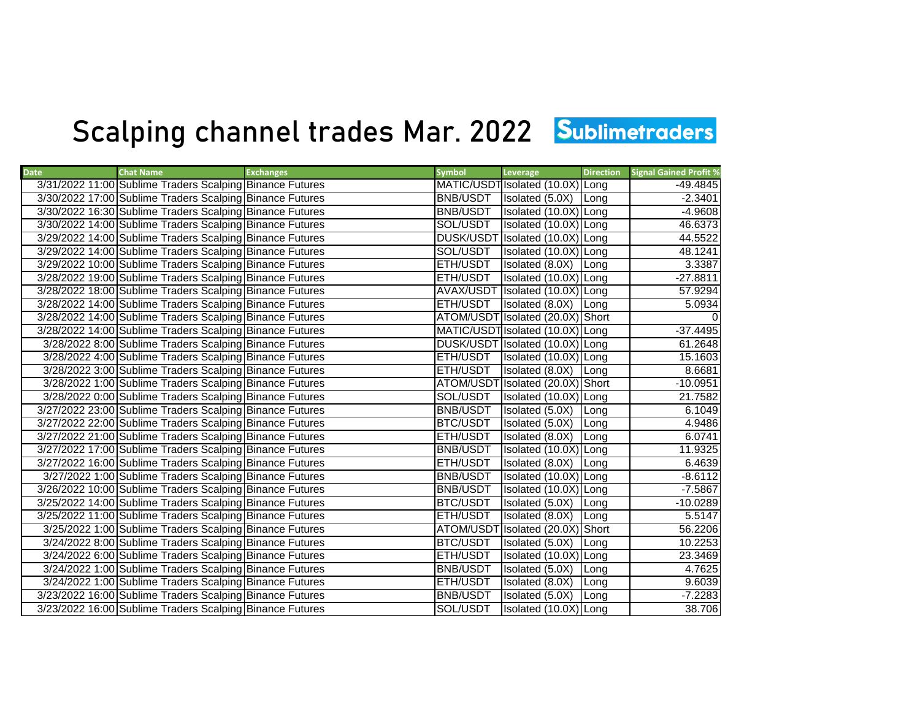# Scalping channel trades Mar. 2022 Sublimetraders

| Date | Chat Name | Exchanges | Symbol | Leverage | Direction | Signal Gained Profit % |
|---|---|---|---|---|---|---|
| 3/31/2022 11:00 | Sublime Traders Scalping | Binance Futures | MATIC/USDT | Isolated (10.0X) | Long | -49.4845 |
| 3/30/2022 17:00 | Sublime Traders Scalping | Binance Futures | BNB/USDT | Isolated (5.0X) | Long | -2.3401 |
| 3/30/2022 16:30 | Sublime Traders Scalping | Binance Futures | BNB/USDT | Isolated (10.0X) | Long | -4.9608 |
| 3/30/2022 14:00 | Sublime Traders Scalping | Binance Futures | SOL/USDT | Isolated (10.0X) | Long | 46.6373 |
| 3/29/2022 14:00 | Sublime Traders Scalping | Binance Futures | DUSK/USDT | Isolated (10.0X) | Long | 44.5522 |
| 3/29/2022 14:00 | Sublime Traders Scalping | Binance Futures | SOL/USDT | Isolated (10.0X) | Long | 48.1241 |
| 3/29/2022 10:00 | Sublime Traders Scalping | Binance Futures | ETH/USDT | Isolated (8.0X) | Long | 3.3387 |
| 3/28/2022 19:00 | Sublime Traders Scalping | Binance Futures | ETH/USDT | Isolated (10.0X) | Long | -27.8811 |
| 3/28/2022 18:00 | Sublime Traders Scalping | Binance Futures | AVAX/USDT | Isolated (10.0X) | Long | 57.9294 |
| 3/28/2022 14:00 | Sublime Traders Scalping | Binance Futures | ETH/USDT | Isolated (8.0X) | Long | 5.0934 |
| 3/28/2022 14:00 | Sublime Traders Scalping | Binance Futures | ATOM/USDT | Isolated (20.0X) | Short | 0 |
| 3/28/2022 14:00 | Sublime Traders Scalping | Binance Futures | MATIC/USDT | Isolated (10.0X) | Long | -37.4495 |
| 3/28/2022 8:00 | Sublime Traders Scalping | Binance Futures | DUSK/USDT | Isolated (10.0X) | Long | 61.2648 |
| 3/28/2022 4:00 | Sublime Traders Scalping | Binance Futures | ETH/USDT | Isolated (10.0X) | Long | 15.1603 |
| 3/28/2022 3:00 | Sublime Traders Scalping | Binance Futures | ETH/USDT | Isolated (8.0X) | Long | 8.6681 |
| 3/28/2022 1:00 | Sublime Traders Scalping | Binance Futures | ATOM/USDT | Isolated (20.0X) | Short | -10.0951 |
| 3/28/2022 0:00 | Sublime Traders Scalping | Binance Futures | SOL/USDT | Isolated (10.0X) | Long | 21.7582 |
| 3/27/2022 23:00 | Sublime Traders Scalping | Binance Futures | BNB/USDT | Isolated (5.0X) | Long | 6.1049 |
| 3/27/2022 22:00 | Sublime Traders Scalping | Binance Futures | BTC/USDT | Isolated (5.0X) | Long | 4.9486 |
| 3/27/2022 21:00 | Sublime Traders Scalping | Binance Futures | ETH/USDT | Isolated (8.0X) | Long | 6.0741 |
| 3/27/2022 17:00 | Sublime Traders Scalping | Binance Futures | BNB/USDT | Isolated (10.0X) | Long | 11.9325 |
| 3/27/2022 16:00 | Sublime Traders Scalping | Binance Futures | ETH/USDT | Isolated (8.0X) | Long | 6.4639 |
| 3/27/2022 1:00 | Sublime Traders Scalping | Binance Futures | BNB/USDT | Isolated (10.0X) | Long | -8.6112 |
| 3/26/2022 10:00 | Sublime Traders Scalping | Binance Futures | BNB/USDT | Isolated (10.0X) | Long | -7.5867 |
| 3/25/2022 14:00 | Sublime Traders Scalping | Binance Futures | BTC/USDT | Isolated (5.0X) | Long | -10.0289 |
| 3/25/2022 11:00 | Sublime Traders Scalping | Binance Futures | ETH/USDT | Isolated (8.0X) | Long | 5.5147 |
| 3/25/2022 1:00 | Sublime Traders Scalping | Binance Futures | ATOM/USDT | Isolated (20.0X) | Short | 56.2206 |
| 3/24/2022 8:00 | Sublime Traders Scalping | Binance Futures | BTC/USDT | Isolated (5.0X) | Long | 10.2253 |
| 3/24/2022 6:00 | Sublime Traders Scalping | Binance Futures | ETH/USDT | Isolated (10.0X) | Long | 23.3469 |
| 3/24/2022 1:00 | Sublime Traders Scalping | Binance Futures | BNB/USDT | Isolated (5.0X) | Long | 4.7625 |
| 3/24/2022 1:00 | Sublime Traders Scalping | Binance Futures | ETH/USDT | Isolated (8.0X) | Long | 9.6039 |
| 3/23/2022 16:00 | Sublime Traders Scalping | Binance Futures | BNB/USDT | Isolated (5.0X) | Long | -7.2283 |
| 3/23/2022 16:00 | Sublime Traders Scalping | Binance Futures | SOL/USDT | Isolated (10.0X) | Long | 38.706 |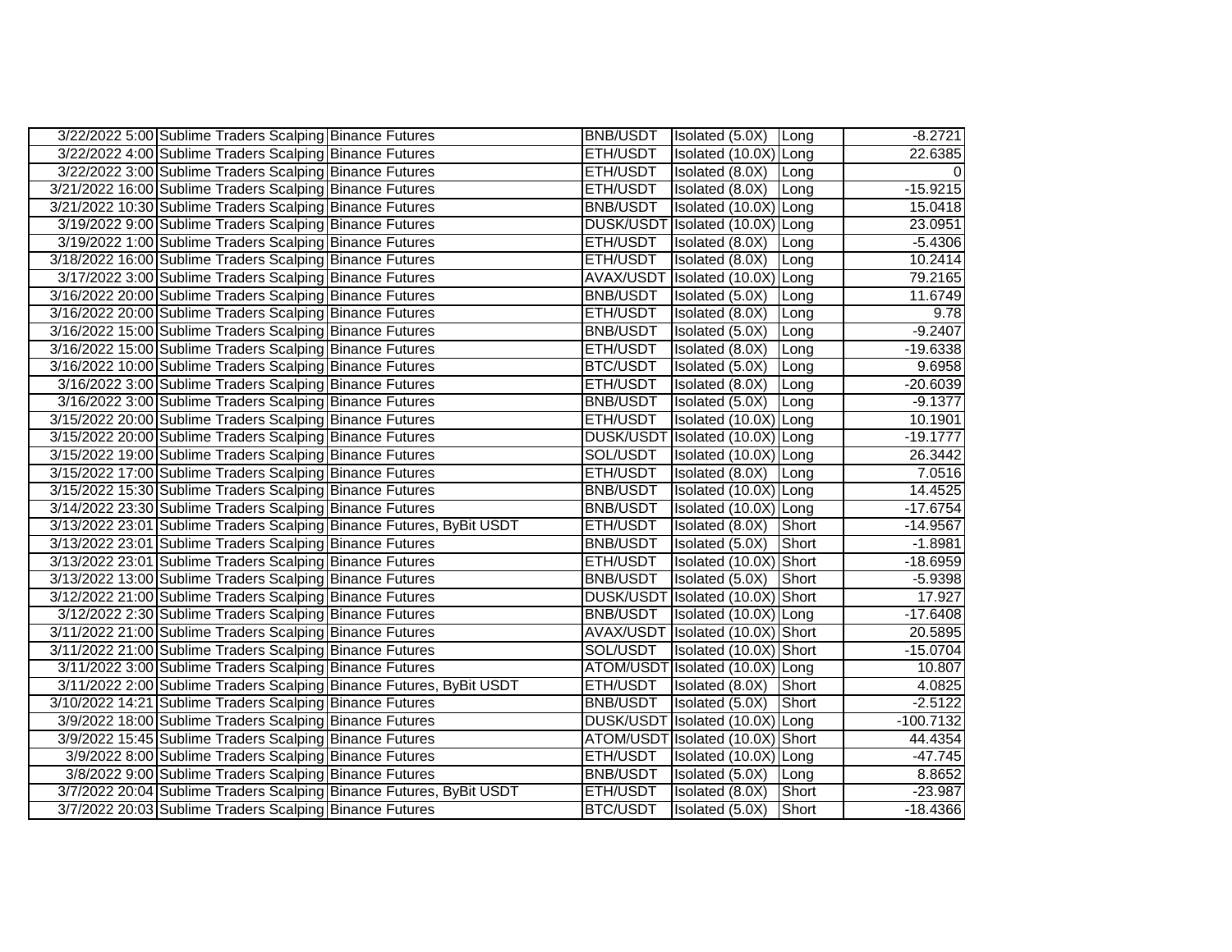|  |  |  |  |  |  |  |
| --- | --- | --- | --- | --- | --- | --- |
| 3/22/2022 5:00 | Sublime Traders Scalping | Binance Futures | BNB/USDT | Isolated (5.0X) | Long | -8.2721 |
| 3/22/2022 4:00 | Sublime Traders Scalping | Binance Futures | ETH/USDT | Isolated (10.0X) | Long | 22.6385 |
| 3/22/2022 3:00 | Sublime Traders Scalping | Binance Futures | ETH/USDT | Isolated (8.0X) | Long | 0 |
| 3/21/2022 16:00 | Sublime Traders Scalping | Binance Futures | ETH/USDT | Isolated (8.0X) | Long | -15.9215 |
| 3/21/2022 10:30 | Sublime Traders Scalping | Binance Futures | BNB/USDT | Isolated (10.0X) | Long | 15.0418 |
| 3/19/2022 9:00 | Sublime Traders Scalping | Binance Futures | DUSK/USDT | Isolated (10.0X) | Long | 23.0951 |
| 3/19/2022 1:00 | Sublime Traders Scalping | Binance Futures | ETH/USDT | Isolated (8.0X) | Long | -5.4306 |
| 3/18/2022 16:00 | Sublime Traders Scalping | Binance Futures | ETH/USDT | Isolated (8.0X) | Long | 10.2414 |
| 3/17/2022 3:00 | Sublime Traders Scalping | Binance Futures | AVAX/USDT | Isolated (10.0X) | Long | 79.2165 |
| 3/16/2022 20:00 | Sublime Traders Scalping | Binance Futures | BNB/USDT | Isolated (5.0X) | Long | 11.6749 |
| 3/16/2022 20:00 | Sublime Traders Scalping | Binance Futures | ETH/USDT | Isolated (8.0X) | Long | 9.78 |
| 3/16/2022 15:00 | Sublime Traders Scalping | Binance Futures | BNB/USDT | Isolated (5.0X) | Long | -9.2407 |
| 3/16/2022 15:00 | Sublime Traders Scalping | Binance Futures | ETH/USDT | Isolated (8.0X) | Long | -19.6338 |
| 3/16/2022 10:00 | Sublime Traders Scalping | Binance Futures | BTC/USDT | Isolated (5.0X) | Long | 9.6958 |
| 3/16/2022 3:00 | Sublime Traders Scalping | Binance Futures | ETH/USDT | Isolated (8.0X) | Long | -20.6039 |
| 3/16/2022 3:00 | Sublime Traders Scalping | Binance Futures | BNB/USDT | Isolated (5.0X) | Long | -9.1377 |
| 3/15/2022 20:00 | Sublime Traders Scalping | Binance Futures | ETH/USDT | Isolated (10.0X) | Long | 10.1901 |
| 3/15/2022 20:00 | Sublime Traders Scalping | Binance Futures | DUSK/USDT | Isolated (10.0X) | Long | -19.1777 |
| 3/15/2022 19:00 | Sublime Traders Scalping | Binance Futures | SOL/USDT | Isolated (10.0X) | Long | 26.3442 |
| 3/15/2022 17:00 | Sublime Traders Scalping | Binance Futures | ETH/USDT | Isolated (8.0X) | Long | 7.0516 |
| 3/15/2022 15:30 | Sublime Traders Scalping | Binance Futures | BNB/USDT | Isolated (10.0X) | Long | 14.4525 |
| 3/14/2022 23:30 | Sublime Traders Scalping | Binance Futures | BNB/USDT | Isolated (10.0X) | Long | -17.6754 |
| 3/13/2022 23:01 | Sublime Traders Scalping | Binance Futures, ByBit USDT | ETH/USDT | Isolated (8.0X) | Short | -14.9567 |
| 3/13/2022 23:01 | Sublime Traders Scalping | Binance Futures | BNB/USDT | Isolated (5.0X) | Short | -1.8981 |
| 3/13/2022 23:01 | Sublime Traders Scalping | Binance Futures | ETH/USDT | Isolated (10.0X) | Short | -18.6959 |
| 3/13/2022 13:00 | Sublime Traders Scalping | Binance Futures | BNB/USDT | Isolated (5.0X) | Short | -5.9398 |
| 3/12/2022 21:00 | Sublime Traders Scalping | Binance Futures | DUSK/USDT | Isolated (10.0X) | Short | 17.927 |
| 3/12/2022 2:30 | Sublime Traders Scalping | Binance Futures | BNB/USDT | Isolated (10.0X) | Long | -17.6408 |
| 3/11/2022 21:00 | Sublime Traders Scalping | Binance Futures | AVAX/USDT | Isolated (10.0X) | Short | 20.5895 |
| 3/11/2022 21:00 | Sublime Traders Scalping | Binance Futures | SOL/USDT | Isolated (10.0X) | Short | -15.0704 |
| 3/11/2022 3:00 | Sublime Traders Scalping | Binance Futures | ATOM/USDT | Isolated (10.0X) | Long | 10.807 |
| 3/11/2022 2:00 | Sublime Traders Scalping | Binance Futures, ByBit USDT | ETH/USDT | Isolated (8.0X) | Short | 4.0825 |
| 3/10/2022 14:21 | Sublime Traders Scalping | Binance Futures | BNB/USDT | Isolated (5.0X) | Short | -2.5122 |
| 3/9/2022 18:00 | Sublime Traders Scalping | Binance Futures | DUSK/USDT | Isolated (10.0X) | Long | -100.7132 |
| 3/9/2022 15:45 | Sublime Traders Scalping | Binance Futures | ATOM/USDT | Isolated (10.0X) | Short | 44.4354 |
| 3/9/2022 8:00 | Sublime Traders Scalping | Binance Futures | ETH/USDT | Isolated (10.0X) | Long | -47.745 |
| 3/8/2022 9:00 | Sublime Traders Scalping | Binance Futures | BNB/USDT | Isolated (5.0X) | Long | 8.8652 |
| 3/7/2022 20:04 | Sublime Traders Scalping | Binance Futures, ByBit USDT | ETH/USDT | Isolated (8.0X) | Short | -23.987 |
| 3/7/2022 20:03 | Sublime Traders Scalping | Binance Futures | BTC/USDT | Isolated (5.0X) | Short | -18.4366 |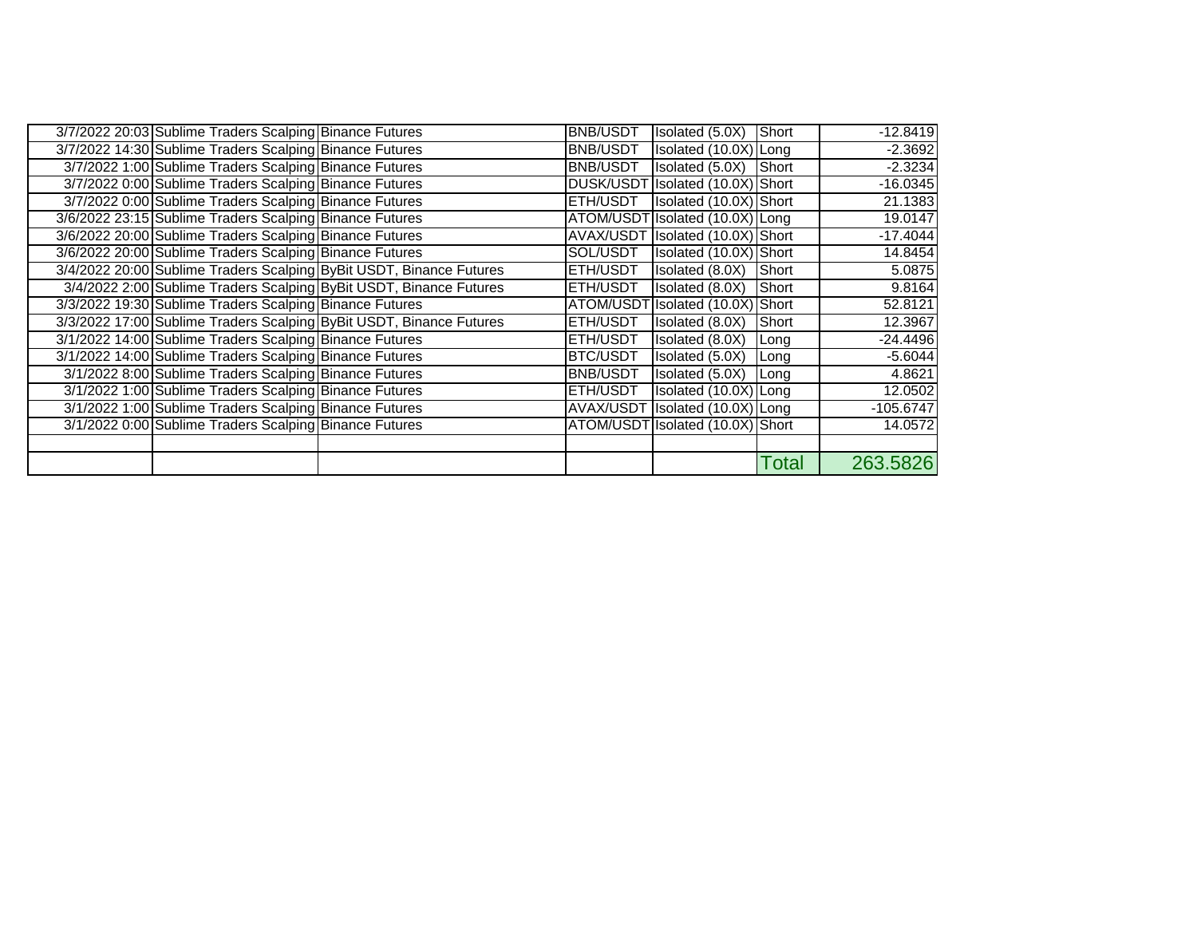| | | | | | | |
|---|---|---|---|---|---|---|
| 3/7/2022 20:03 | Sublime Traders Scalping | Binance Futures | BNB/USDT | Isolated (5.0X) | Short | -12.8419 |
| 3/7/2022 14:30 | Sublime Traders Scalping | Binance Futures | BNB/USDT | Isolated (10.0X) | Long | -2.3692 |
| 3/7/2022 1:00 | Sublime Traders Scalping | Binance Futures | BNB/USDT | Isolated (5.0X) | Short | -2.3234 |
| 3/7/2022 0:00 | Sublime Traders Scalping | Binance Futures | DUSK/USDT | Isolated (10.0X) | Short | -16.0345 |
| 3/7/2022 0:00 | Sublime Traders Scalping | Binance Futures | ETH/USDT | Isolated (10.0X) | Short | 21.1383 |
| 3/6/2022 23:15 | Sublime Traders Scalping | Binance Futures | ATOM/USDT | Isolated (10.0X) | Long | 19.0147 |
| 3/6/2022 20:00 | Sublime Traders Scalping | Binance Futures | AVAX/USDT | Isolated (10.0X) | Short | -17.4044 |
| 3/6/2022 20:00 | Sublime Traders Scalping | Binance Futures | SOL/USDT | Isolated (10.0X) | Short | 14.8454 |
| 3/4/2022 20:00 | Sublime Traders Scalping | ByBit USDT, Binance Futures | ETH/USDT | Isolated (8.0X) | Short | 5.0875 |
| 3/4/2022 2:00 | Sublime Traders Scalping | ByBit USDT, Binance Futures | ETH/USDT | Isolated (8.0X) | Short | 9.8164 |
| 3/3/2022 19:30 | Sublime Traders Scalping | Binance Futures | ATOM/USDT | Isolated (10.0X) | Short | 52.8121 |
| 3/3/2022 17:00 | Sublime Traders Scalping | ByBit USDT, Binance Futures | ETH/USDT | Isolated (8.0X) | Short | 12.3967 |
| 3/1/2022 14:00 | Sublime Traders Scalping | Binance Futures | ETH/USDT | Isolated (8.0X) | Long | -24.4496 |
| 3/1/2022 14:00 | Sublime Traders Scalping | Binance Futures | BTC/USDT | Isolated (5.0X) | Long | -5.6044 |
| 3/1/2022 8:00 | Sublime Traders Scalping | Binance Futures | BNB/USDT | Isolated (5.0X) | Long | 4.8621 |
| 3/1/2022 1:00 | Sublime Traders Scalping | Binance Futures | ETH/USDT | Isolated (10.0X) | Long | 12.0502 |
| 3/1/2022 1:00 | Sublime Traders Scalping | Binance Futures | AVAX/USDT | Isolated (10.0X) | Long | -105.6747 |
| 3/1/2022 0:00 | Sublime Traders Scalping | Binance Futures | ATOM/USDT | Isolated (10.0X) | Short | 14.0572 |
| | | | | | | |
| | | | | | Total | 263.5826 |